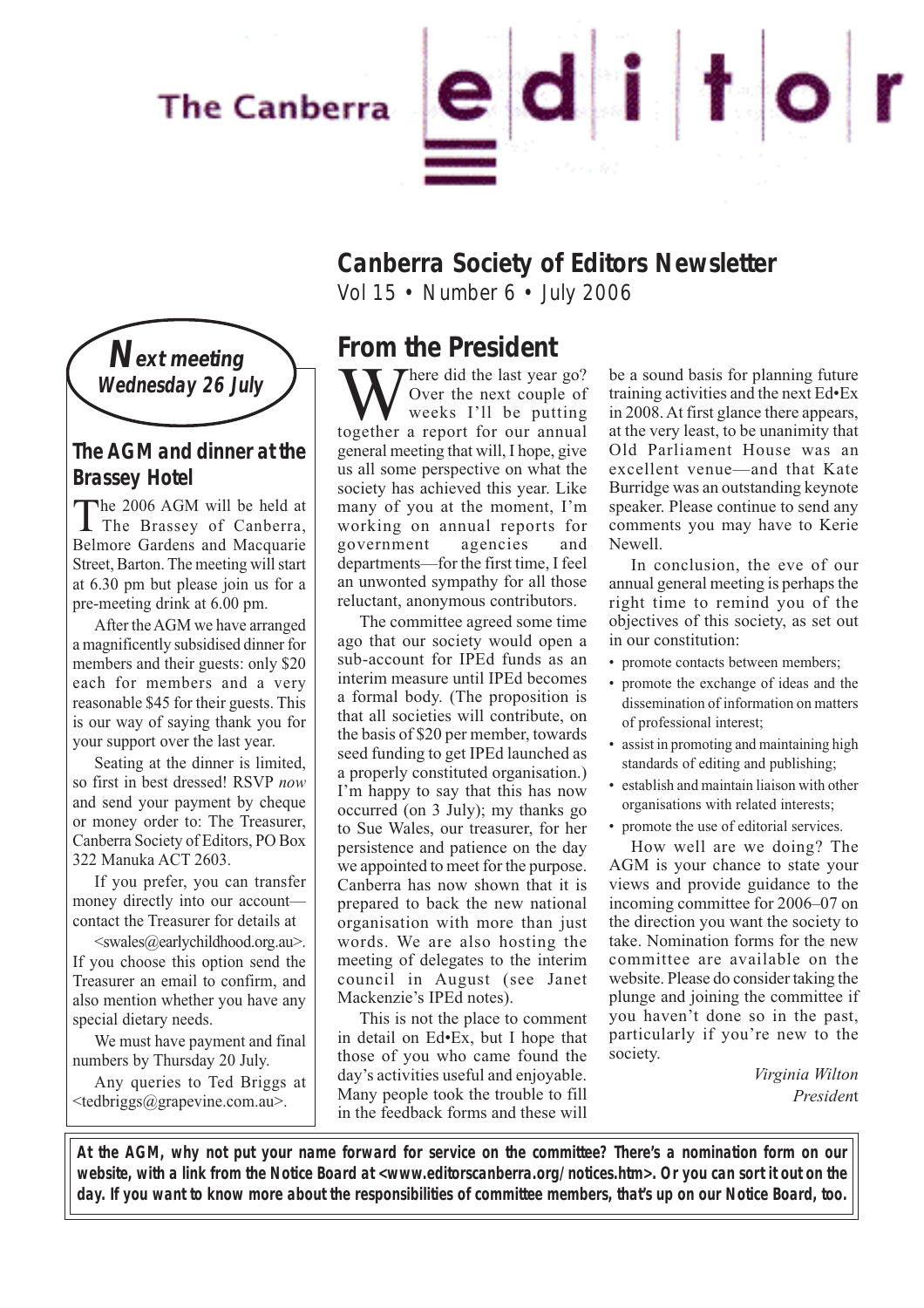# The Canberra editor

## Canberra Society of Editors Newsletter

Vol 15 • Number 6 • July 2006

**Next meeting**
**Wednesday 26 July**

### The AGM and dinner at the Brassey Hotel

The 2006 AGM will be held at The Brassey of Canberra, Belmore Gardens and Macquarie Street, Barton. The meeting will start at 6.30 pm but please join us for a pre-meeting drink at 6.00 pm.

After the AGM we have arranged a magnificently subsidised dinner for members and their guests: only $20 each for members and a very reasonable $45 for their guests. This is our way of saying thank you for your support over the last year.

Seating at the dinner is limited, so first in best dressed! RSVP *now* and send your payment by cheque or money order to: The Treasurer, Canberra Society of Editors, PO Box 322 Manuka ACT 2603.

If you prefer, you can transfer money directly into our account—contact the Treasurer for details at <swales@earlychildhood.org.au>. If you choose this option send the Treasurer an email to confirm, and also mention whether you have any special dietary needs.

We must have payment and final numbers by Thursday 20 July.

Any queries to Ted Briggs at <tedbriggs@grapevine.com.au>.

## From the President

Where did the last year go? Over the next couple of weeks I'll be putting together a report for our annual general meeting that will, I hope, give us all some perspective on what the society has achieved this year. Like many of you at the moment, I'm working on annual reports for government agencies and departments—for the first time, I feel an unwonted sympathy for all those reluctant, anonymous contributors.

The committee agreed some time ago that our society would open a sub-account for IPEd funds as an interim measure until IPEd becomes a formal body. (The proposition is that all societies will contribute, on the basis of $20 per member, towards seed funding to get IPEd launched as a properly constituted organisation.) I'm happy to say that this has now occurred (on 3 July); my thanks go to Sue Wales, our treasurer, for her persistence and patience on the day we appointed to meet for the purpose. Canberra has now shown that it is prepared to back the new national organisation with more than just words. We are also hosting the meeting of delegates to the interim council in August (see Janet Mackenzie's IPEd notes).

This is not the place to comment in detail on Ed•Ex, but I hope that those of you who came found the day's activities useful and enjoyable. Many people took the trouble to fill in the feedback forms and these will be a sound basis for planning future training activities and the next Ed•Ex in 2008. At first glance there appears, at the very least, to be unanimity that Old Parliament House was an excellent venue—and that Kate Burridge was an outstanding keynote speaker. Please continue to send any comments you may have to Kerie Newell.

In conclusion, the eve of our annual general meeting is perhaps the right time to remind you of the objectives of this society, as set out in our constitution:

- promote contacts between members;
- promote the exchange of ideas and the dissemination of information on matters of professional interest;
- assist in promoting and maintaining high standards of editing and publishing;
- establish and maintain liaison with other organisations with related interests;
- promote the use of editorial services.

How well are we doing? The AGM is your chance to state your views and provide guidance to the incoming committee for 2006–07 on the direction you want the society to take. Nomination forms for the new committee are available on the website. Please do consider taking the plunge and joining the committee if you haven't done so in the past, particularly if you're new to the society.

*Virginia Wilton*
*President*

**At the AGM, why not put your name forward for service on the committee? There's a nomination form on our website, with a link from the Notice Board at <www.editorscanberra.org/notices.htm>. Or you can sort it out on the day. If you want to know more about the responsibilities of committee members, that's up on our Notice Board, too.**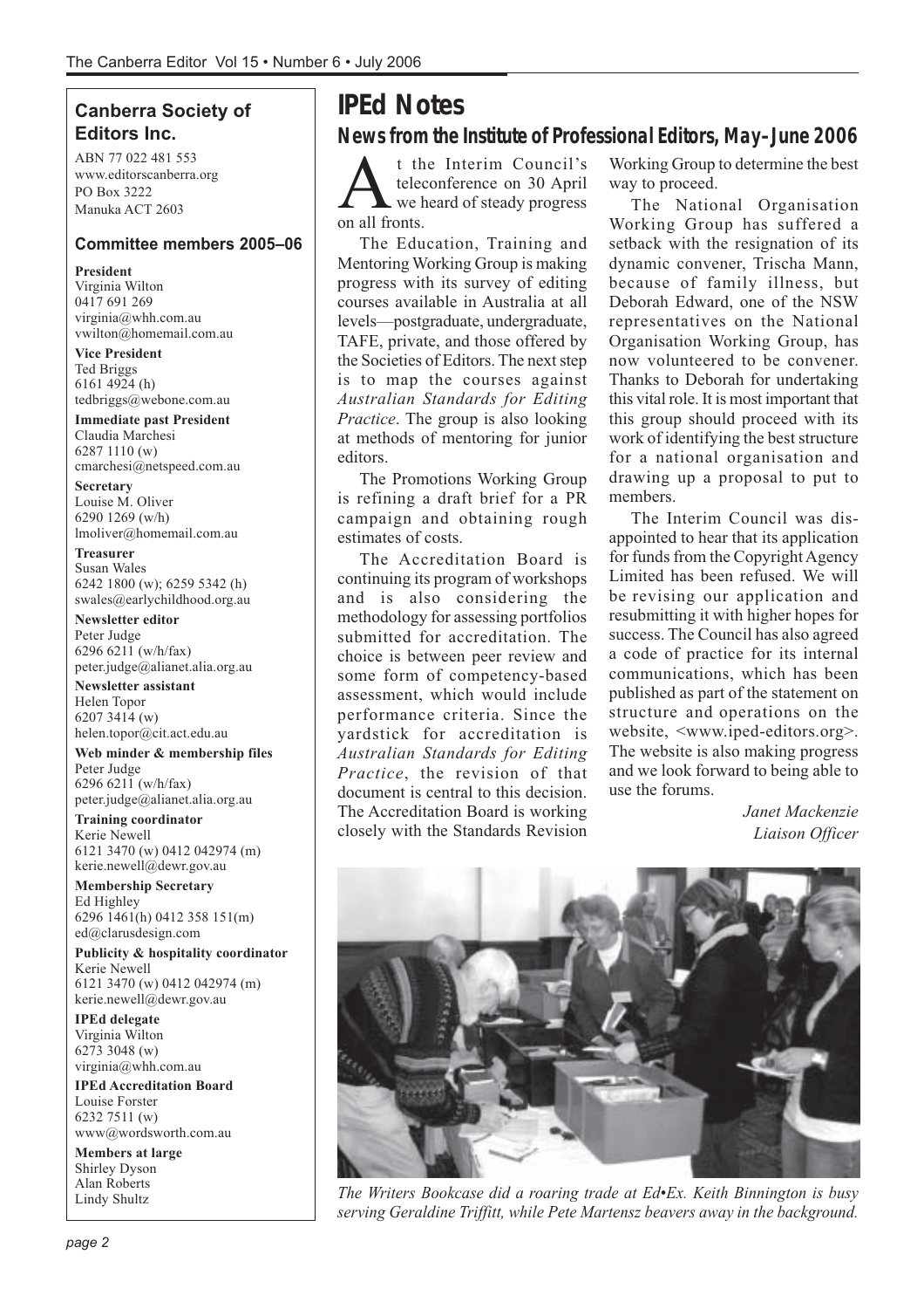## Canberra Society of Editors Inc.

ABN 77 022 481 553
www.editorscanberra.org
PO Box 3222
Manuka ACT 2603

### Committee members 2005–06

**President**
Virginia Wilton
0417 691 269
virginia@whh.com.au
vwilton@homemail.com.au

**Vice President**
Ted Briggs
6161 4924 (h)
tedbriggs@webone.com.au

**Immediate past President**
Claudia Marchesi
6287 1110 (w)
cmarchesi@netspeed.com.au

**Secretary**
Louise M. Oliver
6290 1269 (w/h)
lmoliver@homemail.com.au

**Treasurer**
Susan Wales
6242 1800 (w); 6259 5342 (h)
swales@earlychildhood.org.au

**Newsletter editor**
Peter Judge
6296 6211 (w/h/fax)
peter.judge@alianet.alia.org.au

**Newsletter assistant**
Helen Topor
6207 3414 (w)
helen.topor@cit.act.edu.au

**Web minder & membership files**
Peter Judge
6296 6211 (w/h/fax)
peter.judge@alianet.alia.org.au

**Training coordinator**
Kerie Newell
6121 3470 (w) 0412 042974 (m)
kerie.newell@dewr.gov.au

**Membership Secretary**
Ed Highley
6296 1461(h) 0412 358 151(m)
ed@clarusdesign.com

**Publicity & hospitality coordinator**
Kerie Newell
6121 3470 (w) 0412 042974 (m)
kerie.newell@dewr.gov.au

**IPEd delegate**
Virginia Wilton
6273 3048 (w)
virginia@whh.com.au

**IPEd Accreditation Board**
Louise Forster
6232 7511 (w)
www@wordsworth.com.au

**Members at large**
Shirley Dyson
Alan Roberts
Lindy Shultz

# IPEd Notes

## News from the Institute of Professional Editors, May–June 2006

At the Interim Council's teleconference on 30 April we heard of steady progress on all fronts.

The Education, Training and Mentoring Working Group is making progress with its survey of editing courses available in Australia at all levels—postgraduate, undergraduate, TAFE, private, and those offered by the Societies of Editors. The next step is to map the courses against *Australian Standards for Editing Practice*. The group is also looking at methods of mentoring for junior editors.

The Promotions Working Group is refining a draft brief for a PR campaign and obtaining rough estimates of costs.

The Accreditation Board is continuing its program of workshops and is also considering the methodology for assessing portfolios submitted for accreditation. The choice is between peer review and some form of competency-based assessment, which would include performance criteria. Since the yardstick for accreditation is *Australian Standards for Editing Practice*, the revision of that document is central to this decision. The Accreditation Board is working closely with the Standards Revision Working Group to determine the best way to proceed.

The National Organisation Working Group has suffered a setback with the resignation of its dynamic convener, Trischa Mann, because of family illness, but Deborah Edward, one of the NSW representatives on the National Organisation Working Group, has now volunteered to be convener. Thanks to Deborah for undertaking this vital role. It is most important that this group should proceed with its work of identifying the best structure for a national organisation and drawing up a proposal to put to members.

The Interim Council was disappointed to hear that its application for funds from the Copyright Agency Limited has been refused. We will be revising our application and resubmitting it with higher hopes for success. The Council has also agreed a code of practice for its internal communications, which has been published as part of the statement on structure and operations on the website, <www.iped-editors.org>. The website is also making progress and we look forward to being able to use the forums.

*Janet Mackenzie*
*Liaison Officer*

*The Writers Bookcase did a roaring trade at Ed•Ex. Keith Binnington is busy serving Geraldine Triffitt, while Pete Martensz beavers away in the background.*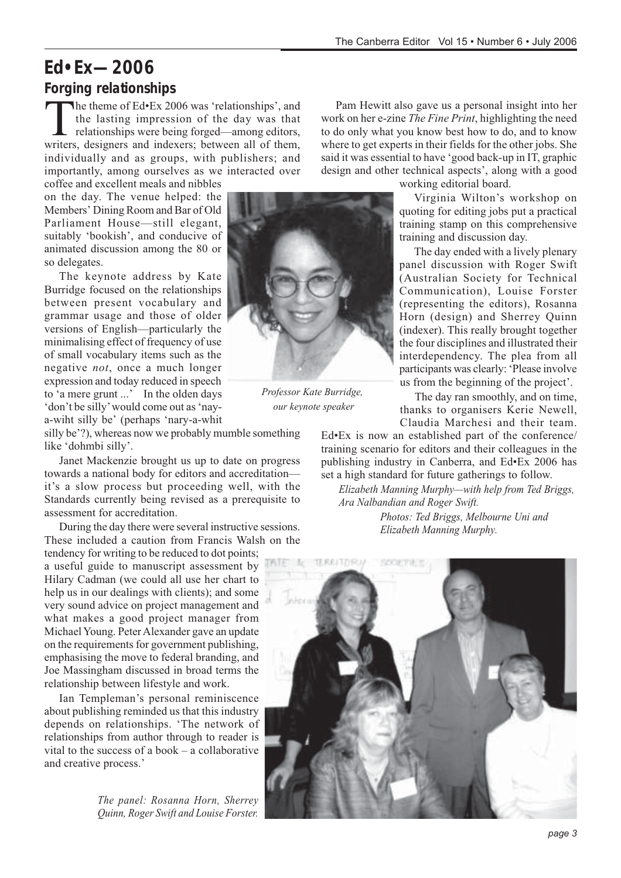# Ed•Ex—2006

## Forging relationships

The theme of Ed•Ex 2006 was 'relationships', and the lasting impression of the day was that relationships were being forged—among editors, writers, designers and indexers; between all of them, individually and as groups, with publishers; and importantly, among ourselves as we interacted over coffee and excellent meals and nibbles on the day. The venue helped: the Members' Dining Room and Bar of Old Parliament House—still elegant, suitably 'bookish', and conducive of animated discussion among the 80 or so delegates.

The keynote address by Kate Burridge focused on the relationships between present vocabulary and grammar usage and those of older versions of English—particularly the minimalising effect of frequency of use of small vocabulary items such as the negative *not*, once a much longer expression and today reduced in speech to 'a mere grunt ...' In the olden days 'don't be silly' would come out as 'nay-a-wiht silly be' (perhaps 'nary-a-whit silly be'?), whereas now we probably mumble something like 'dohmbi silly'.

*Professor Kate Burridge, our keynote speaker*

Janet Mackenzie brought us up to date on progress towards a national body for editors and accreditation—it's a slow process but proceeding well, with the Standards currently being revised as a prerequisite to assessment for accreditation.

During the day there were several instructive sessions. These included a caution from Francis Walsh on the tendency for writing to be reduced to dot points; a useful guide to manuscript assessment by Hilary Cadman (we could all use her chart to help us in our dealings with clients); and some very sound advice on project management and what makes a good project manager from Michael Young. Peter Alexander gave an update on the requirements for government publishing, emphasising the move to federal branding, and Joe Massingham discussed in broad terms the relationship between lifestyle and work.

Ian Templeman's personal reminiscence about publishing reminded us that this industry depends on relationships. 'The network of relationships from author through to reader is vital to the success of a book – a collaborative and creative process.'

Pam Hewitt also gave us a personal insight into her work on her e-zine *The Fine Print*, highlighting the need to do only what you know best how to do, and to know where to get experts in their fields for the other jobs. She said it was essential to have 'good back-up in IT, graphic design and other technical aspects', along with a good working editorial board.

Virginia Wilton's workshop on quoting for editing jobs put a practical training stamp on this comprehensive training and discussion day.

The day ended with a lively plenary panel discussion with Roger Swift (Australian Society for Technical Communication), Louise Forster (representing the editors), Rosanna Horn (design) and Sherrey Quinn (indexer). This really brought together the four disciplines and illustrated their interdependency. The plea from all participants was clearly: 'Please involve us from the beginning of the project'.

The day ran smoothly, and on time, thanks to organisers Kerie Newell, Claudia Marchesi and their team. Ed•Ex is now an established part of the conference/training scenario for editors and their colleagues in the publishing industry in Canberra, and Ed•Ex 2006 has set a high standard for future gatherings to follow.

*Elizabeth Manning Murphy—with help from Ted Briggs, Ara Nalbandian and Roger Swift.*

*Photos: Ted Briggs, Melbourne Uni and Elizabeth Manning Murphy.*

*The panel: Rosanna Horn, Sherrey Quinn, Roger Swift and Louise Forster.*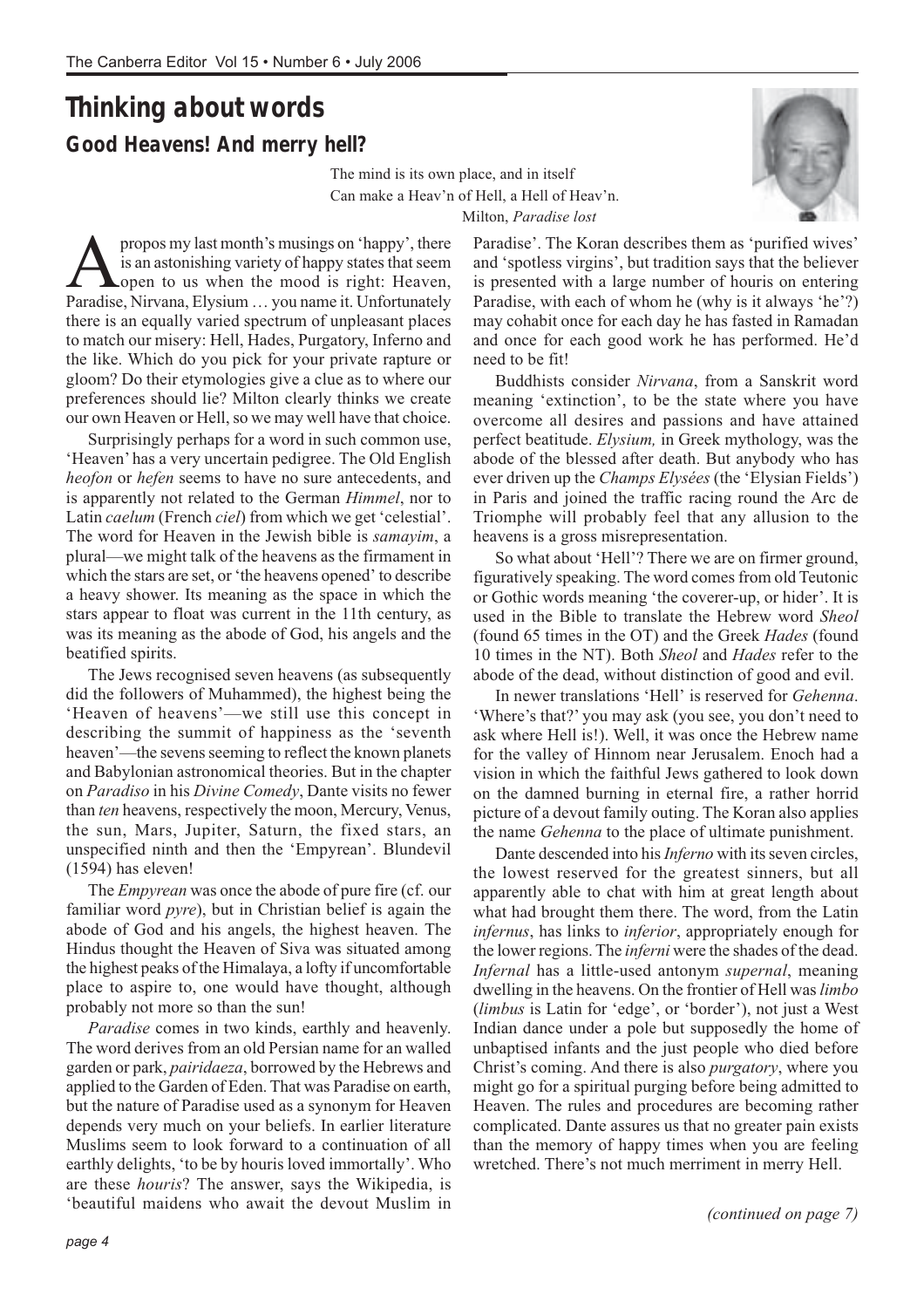# Thinking about words

## Good Heavens! And merry hell?

> The mind is its own place, and in itself
> Can make a Heav'n of Hell, a Hell of Heav'n.
>
> Milton, *Paradise lost*

Apropos my last month's musings on 'happy', there is an astonishing variety of happy states that seem open to us when the mood is right: Heaven, Paradise, Nirvana, Elysium … you name it. Unfortunately there is an equally varied spectrum of unpleasant places to match our misery: Hell, Hades, Purgatory, Inferno and the like. Which do you pick for your private rapture or gloom? Do their etymologies give a clue as to where our preferences should lie? Milton clearly thinks we create our own Heaven or Hell, so we may well have that choice.

Surprisingly perhaps for a word in such common use, 'Heaven' has a very uncertain pedigree. The Old English *heofon* or *hefen* seems to have no sure antecedents, and is apparently not related to the German *Himmel*, nor to Latin *caelum* (French *ciel*) from which we get 'celestial'. The word for Heaven in the Jewish bible is *samayim*, a plural—we might talk of the heavens as the firmament in which the stars are set, or 'the heavens opened' to describe a heavy shower. Its meaning as the space in which the stars appear to float was current in the 11th century, as was its meaning as the abode of God, his angels and the beatified spirits.

The Jews recognised seven heavens (as subsequently did the followers of Muhammed), the highest being the 'Heaven of heavens'—we still use this concept in describing the summit of happiness as the 'seventh heaven'—the sevens seeming to reflect the known planets and Babylonian astronomical theories. But in the chapter on *Paradiso* in his *Divine Comedy*, Dante visits no fewer than *ten* heavens, respectively the moon, Mercury, Venus, the sun, Mars, Jupiter, Saturn, the fixed stars, an unspecified ninth and then the 'Empyrean'. Blundevil (1594) has eleven!

The *Empyrean* was once the abode of pure fire (cf. our familiar word *pyre*), but in Christian belief is again the abode of God and his angels, the highest heaven. The Hindus thought the Heaven of Siva was situated among the highest peaks of the Himalaya, a lofty if uncomfortable place to aspire to, one would have thought, although probably not more so than the sun!

*Paradise* comes in two kinds, earthly and heavenly. The word derives from an old Persian name for an walled garden or park, *pairidaeza*, borrowed by the Hebrews and applied to the Garden of Eden. That was Paradise on earth, but the nature of Paradise used as a synonym for Heaven depends very much on your beliefs. In earlier literature Muslims seem to look forward to a continuation of all earthly delights, 'to be by houris loved immortally'. Who are these *houris*? The answer, says the Wikipedia, is 'beautiful maidens who await the devout Muslim in Paradise'. The Koran describes them as 'purified wives' and 'spotless virgins', but tradition says that the believer is presented with a large number of houris on entering Paradise, with each of whom he (why is it always 'he'?) may cohabit once for each day he has fasted in Ramadan and once for each good work he has performed. He'd need to be fit!

Buddhists consider *Nirvana*, from a Sanskrit word meaning 'extinction', to be the state where you have overcome all desires and passions and have attained perfect beatitude. *Elysium,* in Greek mythology, was the abode of the blessed after death. But anybody who has ever driven up the *Champs Elysées* (the 'Elysian Fields') in Paris and joined the traffic racing round the Arc de Triomphe will probably feel that any allusion to the heavens is a gross misrepresentation.

So what about 'Hell'? There we are on firmer ground, figuratively speaking. The word comes from old Teutonic or Gothic words meaning 'the coverer-up, or hider'. It is used in the Bible to translate the Hebrew word *Sheol* (found 65 times in the OT) and the Greek *Hades* (found 10 times in the NT). Both *Sheol* and *Hades* refer to the abode of the dead, without distinction of good and evil.

In newer translations 'Hell' is reserved for *Gehenna*. 'Where's that?' you may ask (you see, you don't need to ask where Hell is!). Well, it was once the Hebrew name for the valley of Hinnom near Jerusalem. Enoch had a vision in which the faithful Jews gathered to look down on the damned burning in eternal fire, a rather horrid picture of a devout family outing. The Koran also applies the name *Gehenna* to the place of ultimate punishment.

Dante descended into his *Inferno* with its seven circles, the lowest reserved for the greatest sinners, but all apparently able to chat with him at great length about what had brought them there. The word, from the Latin *infernus*, has links to *inferior*, appropriately enough for the lower regions. The *inferni* were the shades of the dead. *Infernal* has a little-used antonym *supernal*, meaning dwelling in the heavens. On the frontier of Hell was *limbo* (*limbus* is Latin for 'edge', or 'border'), not just a West Indian dance under a pole but supposedly the home of unbaptised infants and the just people who died before Christ's coming. And there is also *purgatory*, where you might go for a spiritual purging before being admitted to Heaven. The rules and procedures are becoming rather complicated. Dante assures us that no greater pain exists than the memory of happy times when you are feeling wretched. There's not much merriment in merry Hell.

*(continued on page 7)*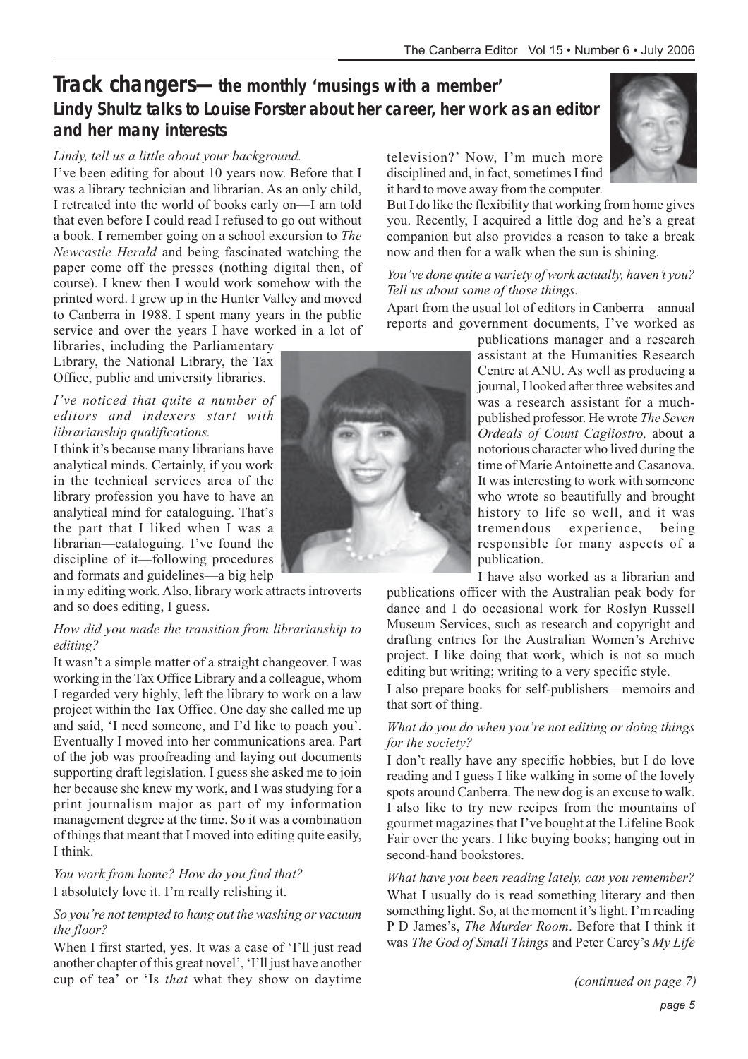# Track changers—the monthly 'musings with a member'

## Lindy Shultz talks to Louise Forster about her career, her work as an editor and her many interests

*Lindy, tell us a little about your background.*

I've been editing for about 10 years now. Before that I was a library technician and librarian. As an only child, I retreated into the world of books early on—I am told that even before I could read I refused to go out without a book. I remember going on a school excursion to *The Newcastle Herald* and being fascinated watching the paper come off the presses (nothing digital then, of course). I knew then I would work somehow with the printed word. I grew up in the Hunter Valley and moved to Canberra in 1988. I spent many years in the public service and over the years I have worked in a lot of libraries, including the Parliamentary Library, the National Library, the Tax Office, public and university libraries.

*I've noticed that quite a number of editors and indexers start with librarianship qualifications.*

I think it's because many librarians have analytical minds. Certainly, if you work in the technical services area of the library profession you have to have an analytical mind for cataloguing. That's the part that I liked when I was a librarian—cataloguing. I've found the discipline of it—following procedures and formats and guidelines—a big help in my editing work. Also, library work attracts introverts and so does editing, I guess.

*How did you made the transition from librarianship to editing?*

It wasn't a simple matter of a straight changeover. I was working in the Tax Office Library and a colleague, whom I regarded very highly, left the library to work on a law project within the Tax Office. One day she called me up and said, 'I need someone, and I'd like to poach you'. Eventually I moved into her communications area. Part of the job was proofreading and laying out documents supporting draft legislation. I guess she asked me to join her because she knew my work, and I was studying for a print journalism major as part of my information management degree at the time. So it was a combination of things that meant that I moved into editing quite easily, I think.

*You work from home? How do you find that?*

I absolutely love it. I'm really relishing it.

*So you're not tempted to hang out the washing or vacuum the floor?*

When I first started, yes. It was a case of 'I'll just read another chapter of this great novel', 'I'll just have another cup of tea' or 'Is *that* what they show on daytime television?' Now, I'm much more disciplined and, in fact, sometimes I find it hard to move away from the computer. But I do like the flexibility that working from home gives you. Recently, I acquired a little dog and he's a great companion but also provides a reason to take a break now and then for a walk when the sun is shining.

*You've done quite a variety of work actually, haven't you? Tell us about some of those things.*

Apart from the usual lot of editors in Canberra—annual reports and government documents, I've worked as publications manager and a research assistant at the Humanities Research Centre at ANU. As well as producing a journal, I looked after three websites and was a research assistant for a much-published professor. He wrote *The Seven Ordeals of Count Cagliostro,* about a notorious character who lived during the time of Marie Antoinette and Casanova. It was interesting to work with someone who wrote so beautifully and brought history to life so well, and it was tremendous experience, being responsible for many aspects of a publication.

I have also worked as a librarian and publications officer with the Australian peak body for dance and I do occasional work for Roslyn Russell Museum Services, such as research and copyright and drafting entries for the Australian Women's Archive project. I like doing that work, which is not so much editing but writing; writing to a very specific style.

I also prepare books for self-publishers—memoirs and that sort of thing.

*What do you do when you're not editing or doing things for the society?*

I don't really have any specific hobbies, but I do love reading and I guess I like walking in some of the lovely spots around Canberra. The new dog is an excuse to walk. I also like to try new recipes from the mountains of gourmet magazines that I've bought at the Lifeline Book Fair over the years. I like buying books; hanging out in second-hand bookstores.

*What have you been reading lately, can you remember?*

What I usually do is read something literary and then something light. So, at the moment it's light. I'm reading P D James's, *The Murder Room*. Before that I think it was *The God of Small Things* and Peter Carey's *My Life*

*(continued on page 7)*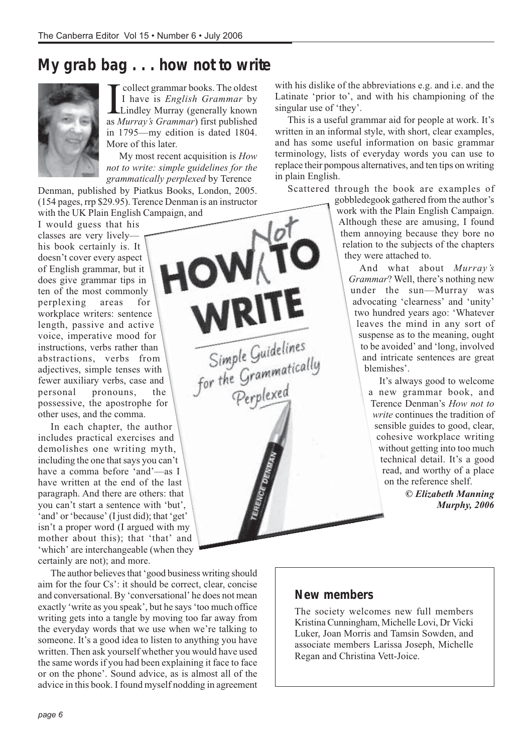# My grab bag . . . how not to write

I collect grammar books. The oldest I have is *English Grammar* by Lindley Murray (generally known as *Murray's Grammar*) first published in 1795—my edition is dated 1804. More of this later.

My most recent acquisition is *How not to write: simple guidelines for the grammatically perplexed* by Terence Denman, published by Piatkus Books, London, 2005. (154 pages, rrp $29.95). Terence Denman is an instructor with the UK Plain English Campaign, and I would guess that his classes are very lively—his book certainly is. It doesn't cover every aspect of English grammar, but it does give grammar tips in ten of the most commonly perplexing areas for workplace writers: sentence length, passive and active voice, imperative mood for instructions, verbs rather than abstractions, verbs from adjectives, simple tenses with fewer auxiliary verbs, case and personal pronouns, the possessive, the apostrophe for other uses, and the comma.

In each chapter, the author includes practical exercises and demolishes one writing myth, including the one that says you can't have a comma before 'and'—as I have written at the end of the last paragraph. And there are others: that you can't start a sentence with 'but', 'and' or 'because' (I just did); that 'get' isn't a proper word (I argued with my mother about this); that 'that' and 'which' are interchangeable (when they certainly are not); and more.

The author believes that 'good business writing should aim for the four Cs': it should be correct, clear, concise and conversational. By 'conversational' he does not mean exactly 'write as you speak', but he says 'too much office writing gets into a tangle by moving too far away from the everyday words that we use when we're talking to someone. It's a good idea to listen to anything you have written. Then ask yourself whether you would have used the same words if you had been explaining it face to face or on the phone'. Sound advice, as is almost all of the advice in this book. I found myself nodding in agreement with his dislike of the abbreviations e.g. and i.e. and the Latinate 'prior to', and with his championing of the singular use of 'they'.

This is a useful grammar aid for people at work. It's written in an informal style, with short, clear examples, and has some useful information on basic grammar terminology, lists of everyday words you can use to replace their pompous alternatives, and ten tips on writing in plain English.

Scattered through the book are examples of gobbledegook gathered from the author's work with the Plain English Campaign. Although these are amusing, I found them annoying because they bore no relation to the subjects of the chapters they were attached to.

And what about *Murray's Grammar*? Well, there's nothing new under the sun—Murray was advocating 'clearness' and 'unity' two hundred years ago: 'Whatever leaves the mind in any sort of suspense as to the meaning, ought to be avoided' and 'long, involved and intricate sentences are great blemishes'.

It's always good to welcome a new grammar book, and Terence Denman's *How not to write* continues the tradition of sensible guides to good, clear, cohesive workplace writing without getting into too much technical detail. It's a good read, and worthy of a place on the reference shelf.

***© Elizabeth Manning Murphy, 2006***

## New members

The society welcomes new full members Kristina Cunningham, Michelle Lovi, Dr Vicki Luker, Joan Morris and Tamsin Sowden, and associate members Larissa Joseph, Michelle Regan and Christina Vett-Joice.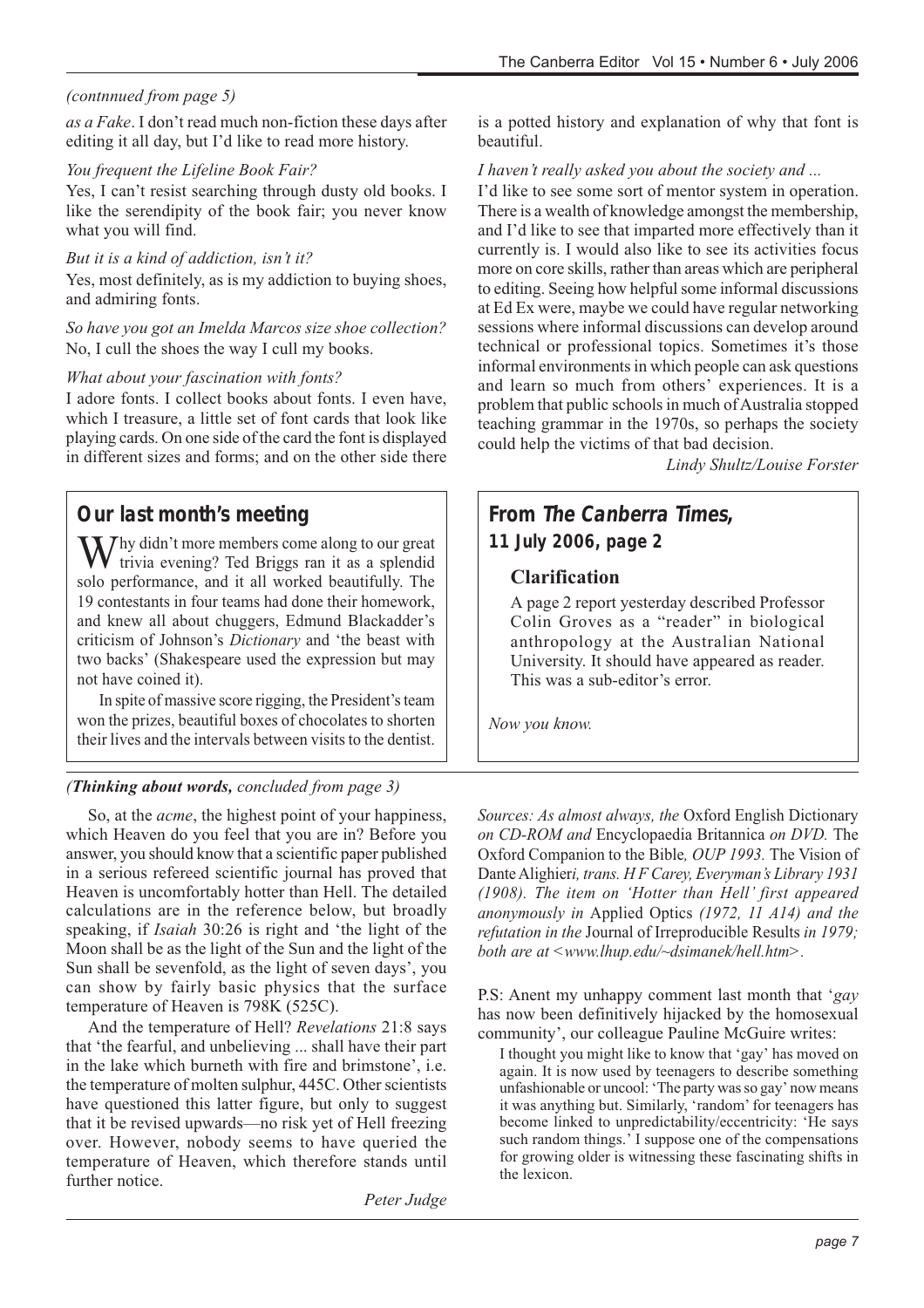*(contnnued from page 5)*

*as a Fake*. I don't read much non-fiction these days after editing it all day, but I'd like to read more history.

*You frequent the Lifeline Book Fair?*

Yes, I can't resist searching through dusty old books. I like the serendipity of the book fair; you never know what you will find.

*But it is a kind of addiction, isn't it?*

Yes, most definitely, as is my addiction to buying shoes, and admiring fonts.

*So have you got an Imelda Marcos size shoe collection?*

No, I cull the shoes the way I cull my books.

*What about your fascination with fonts?*

I adore fonts. I collect books about fonts. I even have, which I treasure, a little set of font cards that look like playing cards. On one side of the card the font is displayed in different sizes and forms; and on the other side there is a potted history and explanation of why that font is beautiful.

*I haven't really asked you about the society and ...*

I'd like to see some sort of mentor system in operation. There is a wealth of knowledge amongst the membership, and I'd like to see that imparted more effectively than it currently is. I would also like to see its activities focus more on core skills, rather than areas which are peripheral to editing. Seeing how helpful some informal discussions at Ed Ex were, maybe we could have regular networking sessions where informal discussions can develop around technical or professional topics. Sometimes it's those informal environments in which people can ask questions and learn so much from others' experiences. It is a problem that public schools in much of Australia stopped teaching grammar in the 1970s, so perhaps the society could help the victims of that bad decision.

*Lindy Shultz/Louise Forster*

## Our last month's meeting

Why didn't more members come along to our great trivia evening? Ted Briggs ran it as a splendid solo performance, and it all worked beautifully. The 19 contestants in four teams had done their homework, and knew all about chuggers, Edmund Blackadder's criticism of Johnson's *Dictionary* and 'the beast with two backs' (Shakespeare used the expression but may not have coined it).

In spite of massive score rigging, the President's team won the prizes, beautiful boxes of chocolates to shorten their lives and the intervals between visits to the dentist.

## From *The Canberra Times*, 11 July 2006, page 2

### Clarification

A page 2 report yesterday described Professor Colin Groves as a "reader" in biological anthropology at the Australian National University. It should have appeared as reader. This was a sub-editor's error.

*Now you know.*

*(**Thinking about words,** concluded from page 3)*

So, at the *acme*, the highest point of your happiness, which Heaven do you feel that you are in? Before you answer, you should know that a scientific paper published in a serious refereed scientific journal has proved that Heaven is uncomfortably hotter than Hell. The detailed calculations are in the reference below, but broadly speaking, if *Isaiah* 30:26 is right and 'the light of the Moon shall be as the light of the Sun and the light of the Sun shall be sevenfold, as the light of seven days', you can show by fairly basic physics that the surface temperature of Heaven is 798K (525C).

And the temperature of Hell? *Revelations* 21:8 says that 'the fearful, and unbelieving ... shall have their part in the lake which burneth with fire and brimstone', i.e. the temperature of molten sulphur, 445C. Other scientists have questioned this latter figure, but only to suggest that it be revised upwards—no risk yet of Hell freezing over. However, nobody seems to have queried the temperature of Heaven, which therefore stands until further notice.

*Peter Judge*

*Sources: As almost always, the* Oxford English Dictionary *on CD-ROM and* Encyclopaedia Britannica *on DVD.* The Oxford Companion to the Bible*, OUP 1993.* The Vision of Dante Alighieri*, trans. H F Carey, Everyman's Library 1931 (1908). The item on 'Hotter than Hell' first appeared anonymously in* Applied Optics *(1972, 11 A14) and the refutation in the* Journal of Irreproducible Results *in 1979; both are at <www.lhup.edu/~dsimanek/hell.htm>.*

P.S: Anent my unhappy comment last month that '*gay* has now been definitively hijacked by the homosexual community', our colleague Pauline McGuire writes:

> I thought you might like to know that 'gay' has moved on again. It is now used by teenagers to describe something unfashionable or uncool: 'The party was so gay' now means it was anything but. Similarly, 'random' for teenagers has become linked to unpredictability/eccentricity: 'He says such random things.' I suppose one of the compensations for growing older is witnessing these fascinating shifts in the lexicon.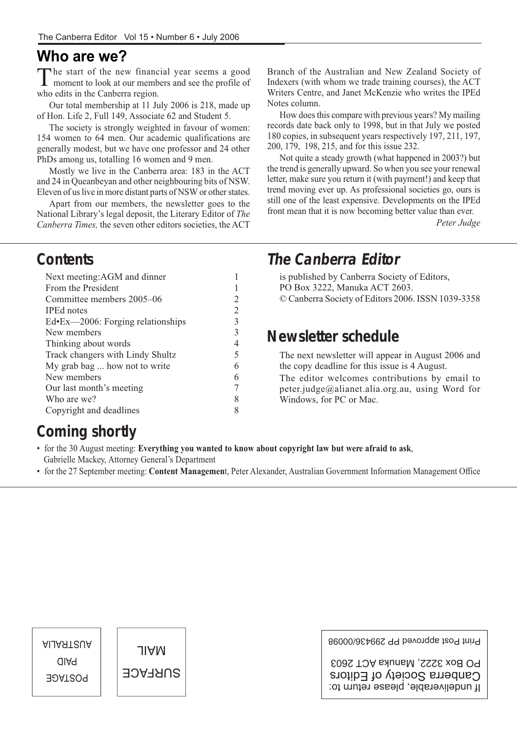## Who are we?

The start of the new financial year seems a good moment to look at our members and see the profile of who edits in the Canberra region.

Our total membership at 11 July 2006 is 218, made up of Hon. Life 2, Full 149, Associate 62 and Student 5.

The society is strongly weighted in favour of women: 154 women to 64 men. Our academic qualifications are generally modest, but we have one professor and 24 other PhDs among us, totalling 16 women and 9 men.

Mostly we live in the Canberra area: 183 in the ACT and 24 in Queanbeyan and other neighbouring bits of NSW. Eleven of us live in more distant parts of NSW or other states.

Apart from our members, the newsletter goes to the National Library's legal deposit, the Literary Editor of *The Canberra Times,* the seven other editors societies, the ACT Branch of the Australian and New Zealand Society of Indexers (with whom we trade training courses), the ACT Writers Centre, and Janet McKenzie who writes the IPEd Notes column.

How does this compare with previous years? My mailing records date back only to 1998, but in that July we posted 180 copies, in subsequent years respectively 197, 211, 197, 200, 179, 198, 215, and for this issue 232.

Not quite a steady growth (what happened in 2003?) but the trend is generally upward. So when you see your renewal letter, make sure you return it (with payment!) and keep that trend moving ever up. As professional societies go, ours is still one of the least expensive. Developments on the IPEd front mean that it is now becoming better value than ever.

*Peter Judge*

## Contents

| | |
|---|---|
| Next meeting:AGM and dinner | 1 |
| From the President | 1 |
| Committee members 2005–06 | 2 |
| IPEd notes | 2 |
| Ed•Ex—2006: Forging relationships | 3 |
| New members | 3 |
| Thinking about words | 4 |
| Track changers with Lindy Shultz | 5 |
| My grab bag ... how not to write | 6 |
| New members | 6 |
| Our last month's meeting | 7 |
| Who are we? | 8 |
| Copyright and deadlines | 8 |

## *The Canberra Editor*

is published by Canberra Society of Editors,
PO Box 3222, Manuka ACT 2603.
© Canberra Society of Editors 2006. ISSN 1039-3358

## Newsletter schedule

The next newsletter will appear in August 2006 and the copy deadline for this issue is 4 August.

The editor welcomes contributions by email to peter.judge@alianet.alia.org.au, using Word for Windows, for PC or Mac.

## Coming shortly

- for the 30 August meeting: **Everything you wanted to know about copyright law but were afraid to ask**, Gabrielle Mackey, Attorney General's Department
- for the 27 September meeting: **Content Managemen**t, Peter Alexander, Australian Government Information Management Office

If undeliverable, please return to:
Canberra Society of Editors
PO Box 3222, Manuka ACT 2603
Print Post approved PP 299436/00098

SURFACE MAIL

POSTAGE PAID AUSTRALIA